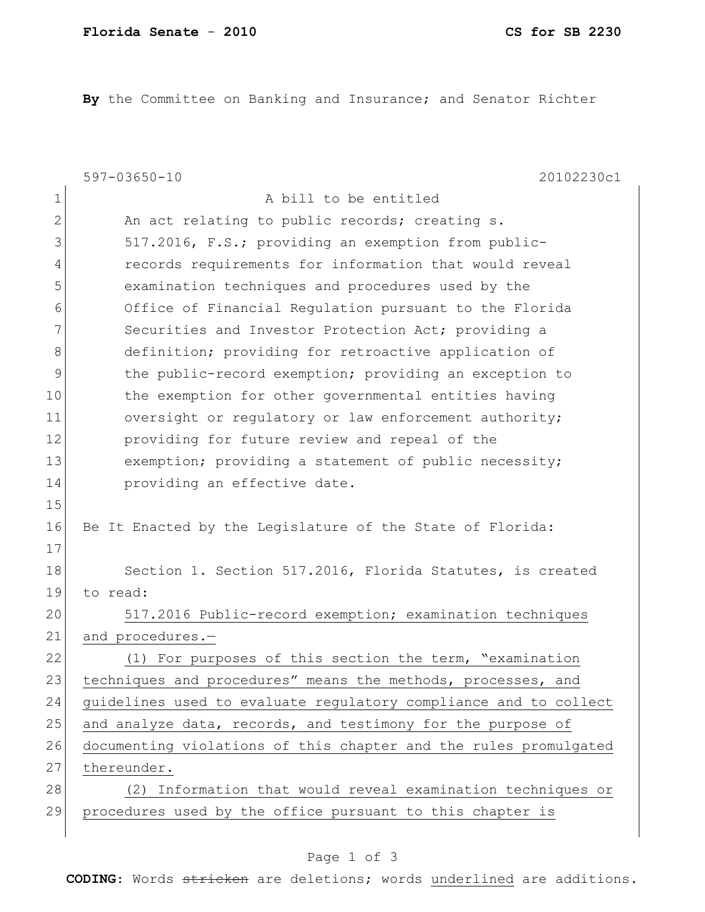By the Committee on Banking and Insurance; and Senator Richter

597-03650-10 20102230c1

A bill to be entitled

An act relating to public records; creating s. 517.2016, F.S.; providing an exemption from public-records requirements for information that would reveal examination techniques and procedures used by the Office of Financial Regulation pursuant to the Florida Securities and Investor Protection Act; providing a definition; providing for retroactive application of the public-record exemption; providing an exception to the exemption for other governmental entities having oversight or regulatory or law enforcement authority; providing for future review and repeal of the exemption; providing a statement of public necessity; providing an effective date.

Be It Enacted by the Legislature of the State of Florida:

Section 1. Section 517.2016, Florida Statutes, is created to read:

517.2016 Public-record exemption; examination techniques and procedures.—

(1) For purposes of this section the term, "examination techniques and procedures" means the methods, processes, and guidelines used to evaluate regulatory compliance and to collect and analyze data, records, and testimony for the purpose of documenting violations of this chapter and the rules promulgated thereunder.

(2) Information that would reveal examination techniques or procedures used by the office pursuant to this chapter is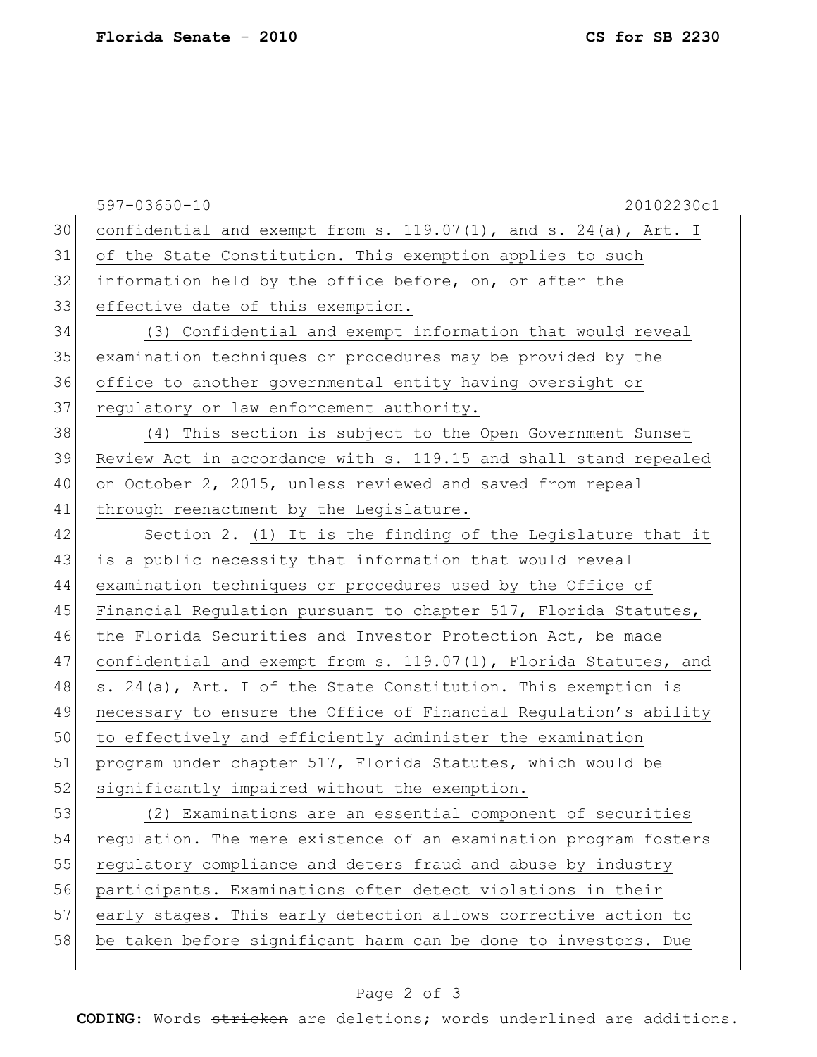confidential and exempt from s. 119.07(1), and s. 24(a), Art. I of the State Constitution. This exemption applies to such information held by the office before, on, or after the effective date of this exemption.

(3) Confidential and exempt information that would reveal examination techniques or procedures may be provided by the office to another governmental entity having oversight or regulatory or law enforcement authority.

(4) This section is subject to the Open Government Sunset Review Act in accordance with s. 119.15 and shall stand repealed on October 2, 2015, unless reviewed and saved from repeal through reenactment by the Legislature.

Section 2. (1) It is the finding of the Legislature that it is a public necessity that information that would reveal examination techniques or procedures used by the Office of Financial Regulation pursuant to chapter 517, Florida Statutes, the Florida Securities and Investor Protection Act, be made confidential and exempt from s. 119.07(1), Florida Statutes, and s. 24(a), Art. I of the State Constitution. This exemption is necessary to ensure the Office of Financial Regulation's ability to effectively and efficiently administer the examination program under chapter 517, Florida Statutes, which would be significantly impaired without the exemption.

(2) Examinations are an essential component of securities regulation. The mere existence of an examination program fosters regulatory compliance and deters fraud and abuse by industry participants. Examinations often detect violations in their early stages. This early detection allows corrective action to be taken before significant harm can be done to investors. Due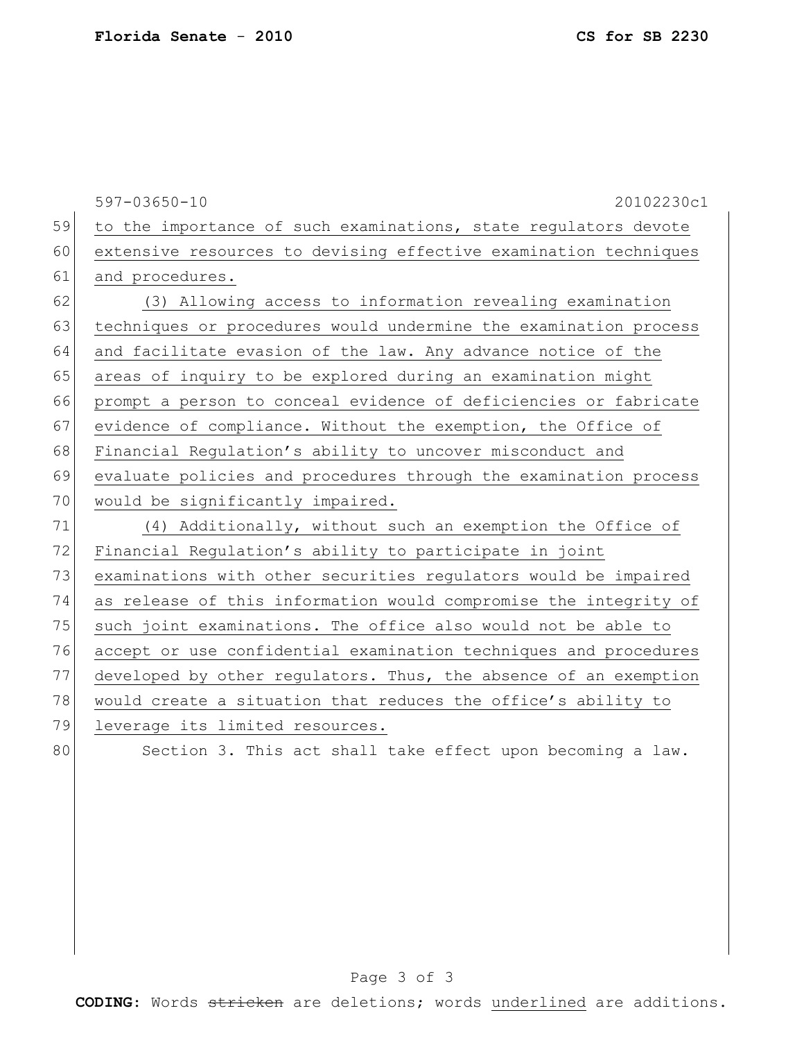to the importance of such examinations, state regulators devote extensive resources to devising effective examination techniques and procedures.

(3) Allowing access to information revealing examination techniques or procedures would undermine the examination process and facilitate evasion of the law. Any advance notice of the areas of inquiry to be explored during an examination might prompt a person to conceal evidence of deficiencies or fabricate evidence of compliance. Without the exemption, the Office of Financial Regulation's ability to uncover misconduct and evaluate policies and procedures through the examination process would be significantly impaired.

(4) Additionally, without such an exemption the Office of Financial Regulation's ability to participate in joint examinations with other securities regulators would be impaired as release of this information would compromise the integrity of such joint examinations. The office also would not be able to accept or use confidential examination techniques and procedures developed by other regulators. Thus, the absence of an exemption would create a situation that reduces the office's ability to leverage its limited resources.

Section 3. This act shall take effect upon becoming a law.

**CODING:** Words ~~stricken~~ are deletions; words underlined are additions.